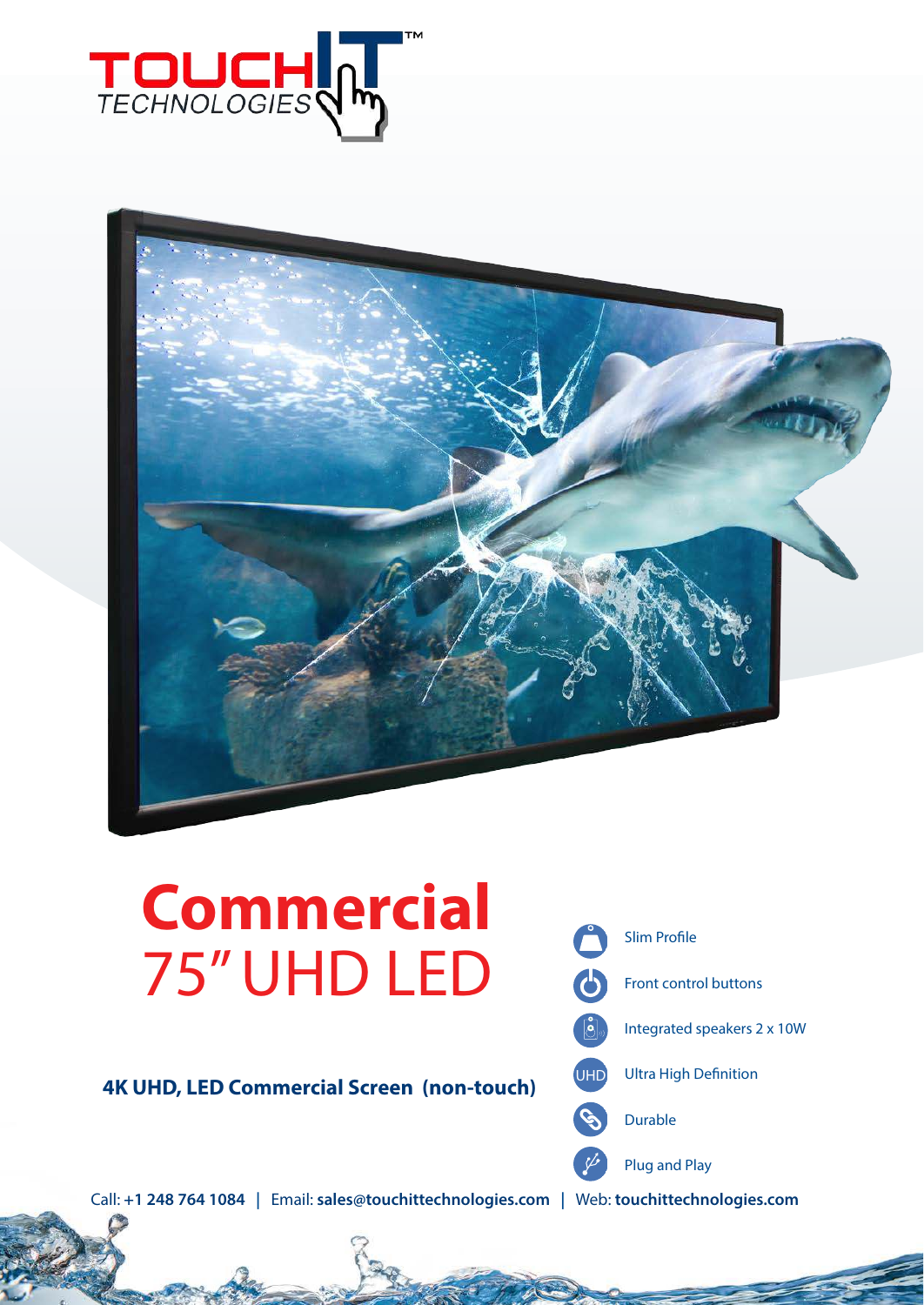# Commercial 75" UHD LED

**4K UHD, LED Commercial Screen (non-touch)**

- Slim Profile
- Front control buttons
- Integrated speakers 2 x 10W
- Ultra High Definition
- Durable
- Plug and Play

Call: **+1 248 764 1084** | Email: **sales@touchittechnologies.com** | Web: **touchittechnologies.com**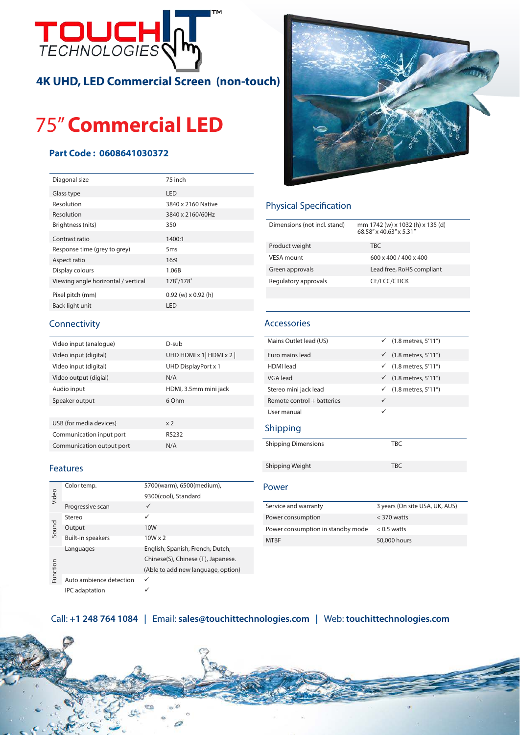# 4K UHD, LED Commercial Screen (non-touch)

# 75″ Commercial LED

**Part Code : 0608641030372**

| | |
|---|---|
| Diagonal size | 75 inch |
| Glass type | LED |
| Resolution | 3840 x 2160 Native |
| Resolution | 3840 x 2160/60Hz |
| Brightness (nits) | 350 |
| Contrast ratio | 1400:1 |
| Response time (grey to grey) | 5ms |
| Aspect ratio | 16:9 |
| Display colours | 1.06B |
| Viewing angle horizontal / vertical | 178˚/178˚ |
| Pixel pitch (mm) | 0.92 (w) x 0.92 (h) |
| Back light unit | LED |

## Connectivity

| | |
|---|---|
| Video input (analogue) | D-sub |
| Video input (digital) | UHD HDMI x 1\| HDMI x 2 \| |
| Video input (digital) | UHD DisplayPort x 1 |
| Video output (digial) | N/A |
| Audio input | HDMI, 3.5mm mini jack |
| Speaker output | 6 Ohm |
| | |
| USB (for media devices) | x 2 |
| Communication input port | RS232 |
| Communication output port | N/A |

## Features

| | | |
|---|---|---|
| Video | Color temp. | 5700(warm), 6500(medium), 9300(cool), Standard |
| | Progressive scan | ✓ |
| Sound | Stereo | ✓ |
| | Output | 10W |
| | Built-in speakers | 10W x 2 |
| Function | Languages | English, Spanish, French, Dutch, Chinese(S), Chinese (T), Japanese. (Able to add new language, option) |
| | Auto ambience detection | ✓ |
| | IPC adaptation | ✓ |

## Physical Specification

| | |
|---|---|
| Dimensions (not incl. stand) | mm 1742 (w) x 1032 (h) x 135 (d) 68.58″ x 40.63″ x 5.31″ |
| Product weight | TBC |
| VESA mount | 600 x 400 / 400 x 400 |
| Green approvals | Lead free, RoHS compliant |
| Regulatory approvals | CE/FCC/CTICK |

## Accessories

| | |
|---|---|
| Mains Outlet lead (US) | ✓ (1.8 metres, 5′11″) |
| Euro mains lead | ✓ (1.8 metres, 5′11″) |
| HDMI lead | ✓ (1.8 metres, 5′11″) |
| VGA lead | ✓ (1.8 metres, 5′11″) |
| Stereo mini jack lead | ✓ (1.8 metres, 5′11″) |
| Remote control + batteries | ✓ |
| User manual | ✓ |

## Shipping

| | |
|---|---|
| Shipping Dimensions | TBC |
| Shipping Weight | TBC |

## Power

| | |
|---|---|
| Service and warranty | 3 years (On site USA, UK, AUS) |
| Power consumption | < 370 watts |
| Power consumption in standby mode | < 0.5 watts |
| MTBF | 50,000 hours |

Call: **+1 248 764 1084** | Email: **sales@touchittechnologies.com** | Web: **touchittechnologies.com**